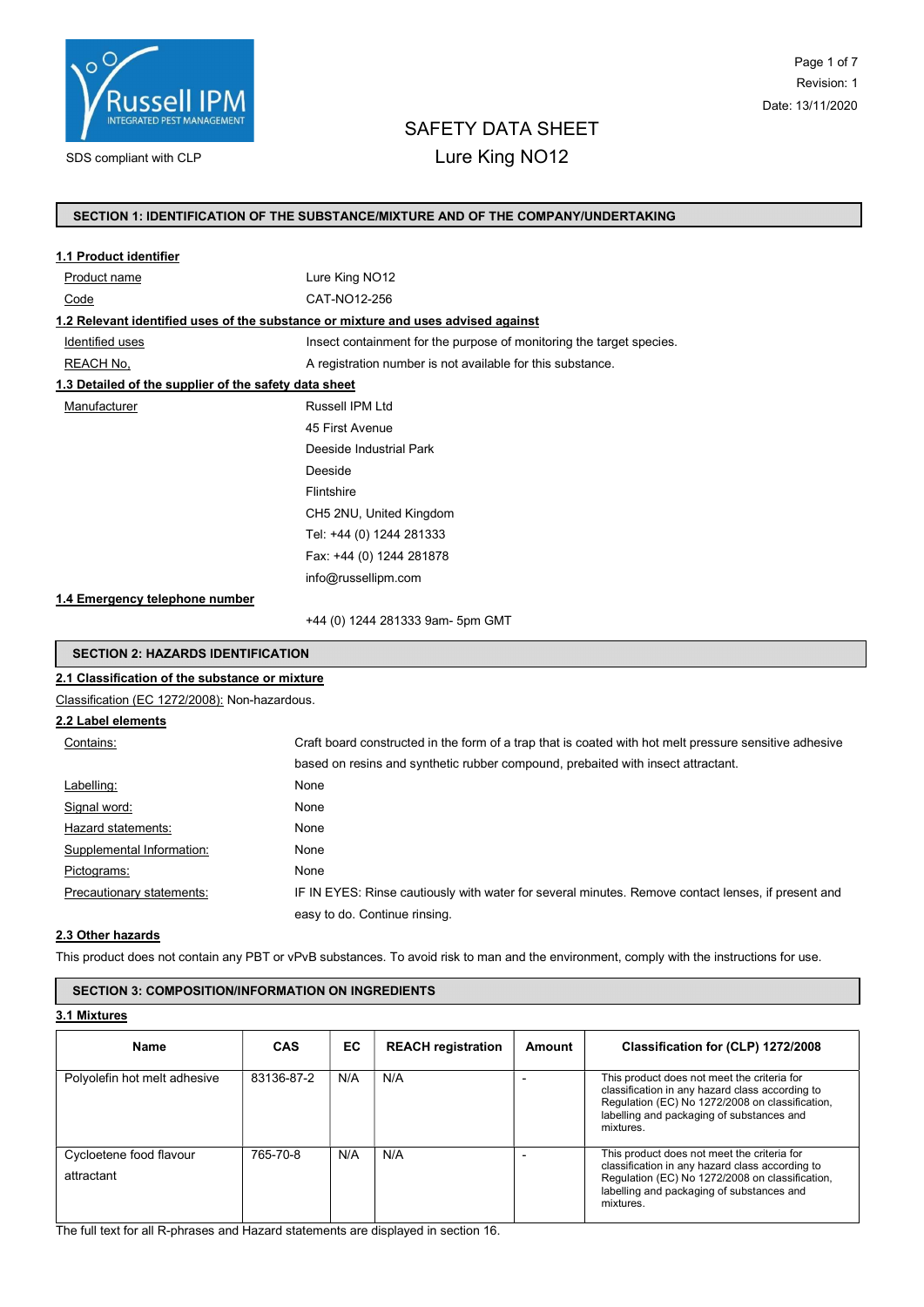SDS compliant with CLP

Revision: 1

Date: 13/11/2020

# SAFETY DATA SHEET
# Lure King NO12

## SECTION 1: IDENTIFICATION OF THE SUBSTANCE/MIXTURE AND OF THE COMPANY/UNDERTAKING

### 1.1 Product identifier

| | |
|---|---|
| Product name | Lure King NO12 |
| Code | CAT-NO12-256 |

### 1.2 Relevant identified uses of the substance or mixture and uses advised against

| | |
|---|---|
| Identified uses | Insect containment for the purpose of monitoring the target species. |
| REACH No, | A registration number is not available for this substance. |

### 1.3 Detailed of the supplier of the safety data sheet

Manufacturer

Russell IPM Ltd
45 First Avenue
Deeside Industrial Park
Deeside
Flintshire
CH5 2NU, United Kingdom
Tel: +44 (0) 1244 281333
Fax: +44 (0) 1244 281878
info@russellipm.com

### 1.4 Emergency telephone number

+44 (0) 1244 281333 9am- 5pm GMT

## SECTION 2: HAZARDS IDENTIFICATION

### 2.1 Classification of the substance or mixture

Classification (EC 1272/2008): Non-hazardous.

### 2.2 Label elements

| | |
|---|---|
| Contains: | Craft board constructed in the form of a trap that is coated with hot melt pressure sensitive adhesive based on resins and synthetic rubber compound, prebaited with insect attractant. |
| Labelling: | None |
| Signal word: | None |
| Hazard statements: | None |
| Supplemental Information: | None |
| Pictograms: | None |
| Precautionary statements: | IF IN EYES: Rinse cautiously with water for several minutes. Remove contact lenses, if present and easy to do. Continue rinsing. |

### 2.3 Other hazards

This product does not contain any PBT or vPvB substances. To avoid risk to man and the environment, comply with the instructions for use.

## SECTION 3: COMPOSITION/INFORMATION ON INGREDIENTS

### 3.1 Mixtures

| Name | CAS | EC | REACH registration | Amount | Classification for (CLP) 1272/2008 |
|---|---|---|---|---|---|
| Polyolefin hot melt adhesive | 83136-87-2 | N/A | N/A | - | This product does not meet the criteria for classification in any hazard class according to Regulation (EC) No 1272/2008 on classification, labelling and packaging of substances and mixtures. |
| Cycloetene food flavour attractant | 765-70-8 | N/A | N/A | - | This product does not meet the criteria for classification in any hazard class according to Regulation (EC) No 1272/2008 on classification, labelling and packaging of substances and mixtures. |

The full text for all R-phrases and Hazard statements are displayed in section 16.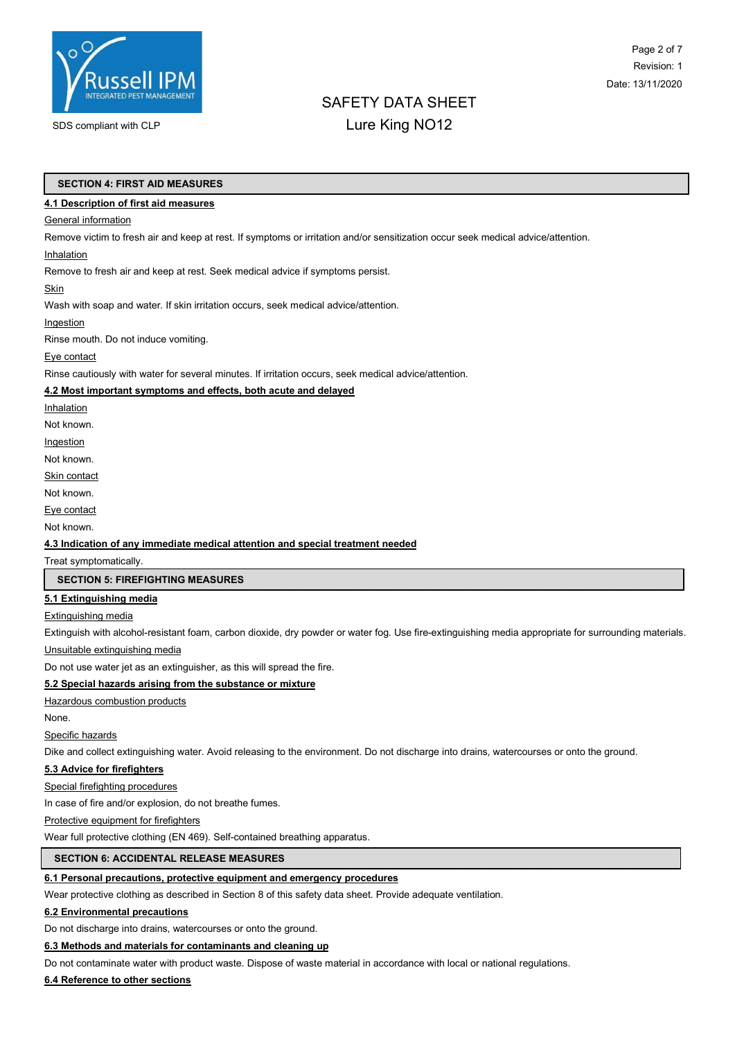## SECTION 4: FIRST AID MEASURES

### 4.1 Description of first aid measures

General information

Remove victim to fresh air and keep at rest. If symptoms or irritation and/or sensitization occur seek medical advice/attention.

Inhalation

Remove to fresh air and keep at rest. Seek medical advice if symptoms persist.

Skin

Wash with soap and water. If skin irritation occurs, seek medical advice/attention.

Ingestion

Rinse mouth. Do not induce vomiting.

Eye contact

Rinse cautiously with water for several minutes. If irritation occurs, seek medical advice/attention.

### 4.2 Most important symptoms and effects, both acute and delayed

Inhalation

Not known.

Ingestion

Not known.

Skin contact

Not known.

Eye contact

Not known.

### 4.3 Indication of any immediate medical attention and special treatment needed

Treat symptomatically.

## SECTION 5: FIREFIGHTING MEASURES

### 5.1 Extinguishing media

Extinguishing media

Extinguish with alcohol-resistant foam, carbon dioxide, dry powder or water fog. Use fire-extinguishing media appropriate for surrounding materials.

Unsuitable extinguishing media

Do not use water jet as an extinguisher, as this will spread the fire.

### 5.2 Special hazards arising from the substance or mixture

Hazardous combustion products

None.

Specific hazards

Dike and collect extinguishing water. Avoid releasing to the environment. Do not discharge into drains, watercourses or onto the ground.

### 5.3 Advice for firefighters

Special firefighting procedures

In case of fire and/or explosion, do not breathe fumes.

Protective equipment for firefighters

Wear full protective clothing (EN 469). Self-contained breathing apparatus.

## SECTION 6: ACCIDENTAL RELEASE MEASURES

### 6.1 Personal precautions, protective equipment and emergency procedures

Wear protective clothing as described in Section 8 of this safety data sheet. Provide adequate ventilation.

### 6.2 Environmental precautions

Do not discharge into drains, watercourses or onto the ground.

### 6.3 Methods and materials for contaminants and cleaning up

Do not contaminate water with product waste. Dispose of waste material in accordance with local or national regulations.

### 6.4 Reference to other sections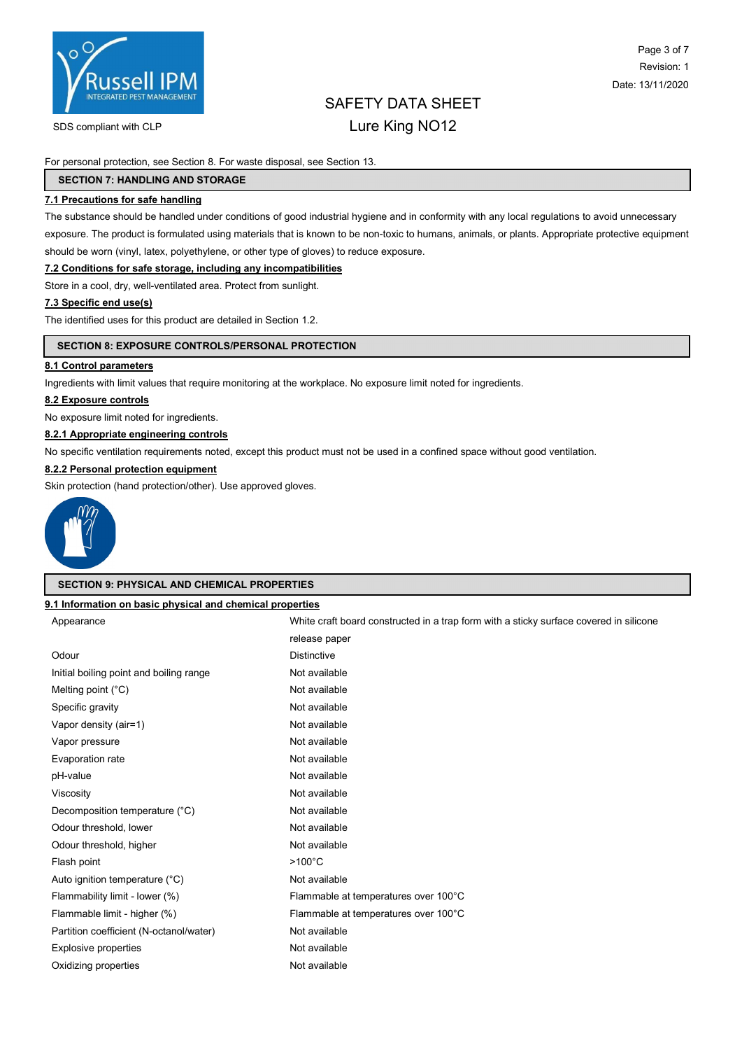For personal protection, see Section 8. For waste disposal, see Section 13.

## SECTION 7: HANDLING AND STORAGE

### 7.1 Precautions for safe handling

The substance should be handled under conditions of good industrial hygiene and in conformity with any local regulations to avoid unnecessary exposure. The product is formulated using materials that is known to be non-toxic to humans, animals, or plants. Appropriate protective equipment should be worn (vinyl, latex, polyethylene, or other type of gloves) to reduce exposure.

### 7.2 Conditions for safe storage, including any incompatibilities

Store in a cool, dry, well-ventilated area. Protect from sunlight.

### 7.3 Specific end use(s)

The identified uses for this product are detailed in Section 1.2.

## SECTION 8: EXPOSURE CONTROLS/PERSONAL PROTECTION

### 8.1 Control parameters

Ingredients with limit values that require monitoring at the workplace. No exposure limit noted for ingredients.

### 8.2 Exposure controls

No exposure limit noted for ingredients.

### 8.2.1 Appropriate engineering controls

No specific ventilation requirements noted, except this product must not be used in a confined space without good ventilation.

### 8.2.2 Personal protection equipment

Skin protection (hand protection/other). Use approved gloves.

## SECTION 9: PHYSICAL AND CHEMICAL PROPERTIES

### 9.1 Information on basic physical and chemical properties

| Property | Value |
| --- | --- |
| Appearance | White craft board constructed in a trap form with a sticky surface covered in silicone release paper |
| Odour | Distinctive |
| Initial boiling point and boiling range | Not available |
| Melting point (°C) | Not available |
| Specific gravity | Not available |
| Vapor density (air=1) | Not available |
| Vapor pressure | Not available |
| Evaporation rate | Not available |
| pH-value | Not available |
| Viscosity | Not available |
| Decomposition temperature (°C) | Not available |
| Odour threshold, lower | Not available |
| Odour threshold, higher | Not available |
| Flash point | >100°C |
| Auto ignition temperature (°C) | Not available |
| Flammability limit - lower (%) | Flammable at temperatures over 100°C |
| Flammable limit - higher (%) | Flammable at temperatures over 100°C |
| Partition coefficient (N-octanol/water) | Not available |
| Explosive properties | Not available |
| Oxidizing properties | Not available |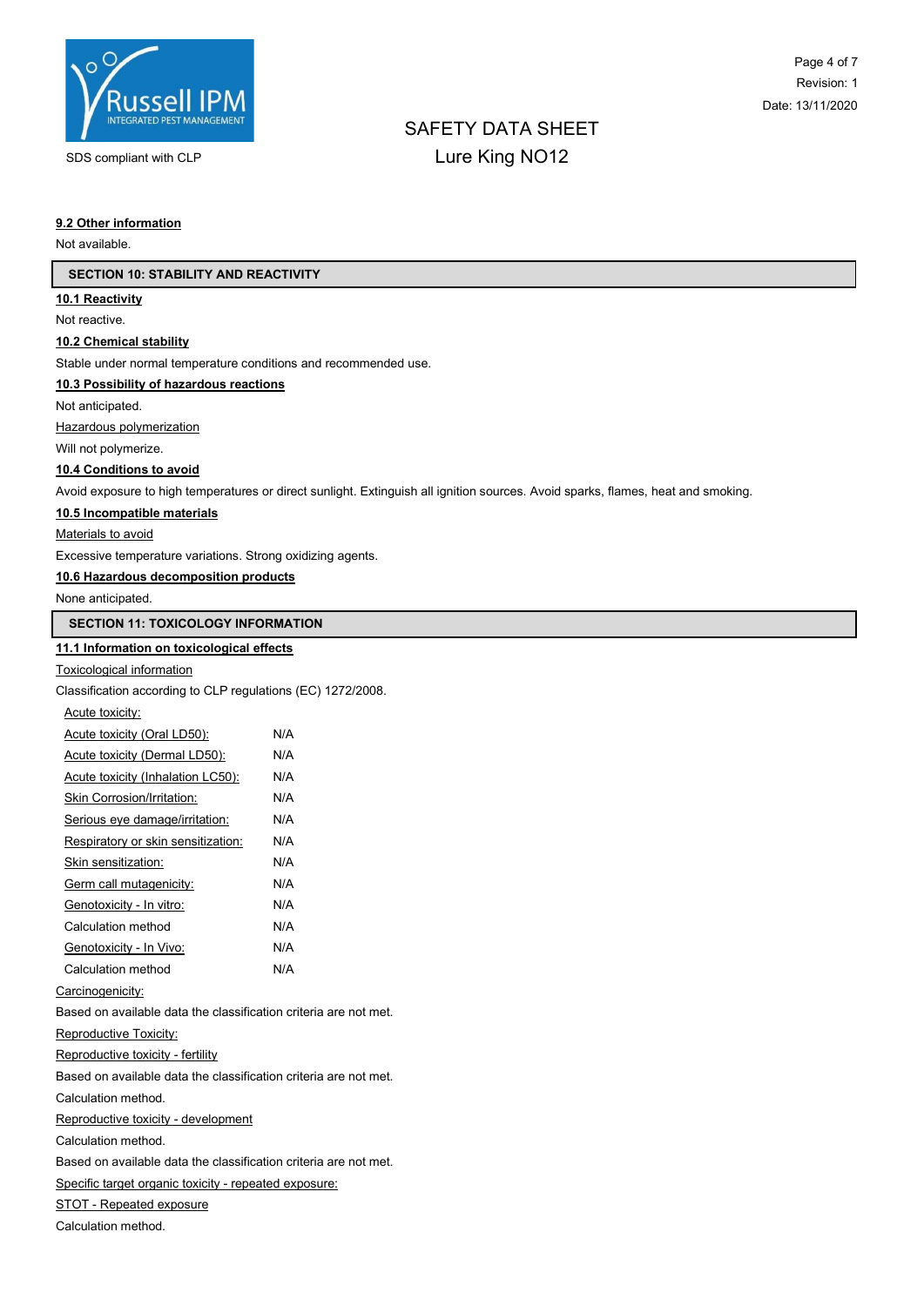### 9.2 Other information

Not available.

## SECTION 10: STABILITY AND REACTIVITY

### 10.1 Reactivity

Not reactive.

### 10.2 Chemical stability

Stable under normal temperature conditions and recommended use.

### 10.3 Possibility of hazardous reactions

Not anticipated.

Hazardous polymerization

Will not polymerize.

### 10.4 Conditions to avoid

Avoid exposure to high temperatures or direct sunlight. Extinguish all ignition sources. Avoid sparks, flames, heat and smoking.

### 10.5 Incompatible materials

Materials to avoid

Excessive temperature variations. Strong oxidizing agents.

### 10.6 Hazardous decomposition products

None anticipated.

## SECTION 11: TOXICOLOGY INFORMATION

### 11.1 Information on toxicological effects

Toxicological information

Classification according to CLP regulations (EC) 1272/2008.

Acute toxicity:

| | |
|---|---|
| Acute toxicity (Oral LD50): | N/A |
| Acute toxicity (Dermal LD50): | N/A |
| Acute toxicity (Inhalation LC50): | N/A |
| Skin Corrosion/Irritation: | N/A |
| Serious eye damage/irritation: | N/A |
| Respiratory or skin sensitization: | N/A |
| Skin sensitization: | N/A |
| Germ call mutagenicity: | N/A |
| Genotoxicity - In vitro: | N/A |
| Calculation method | N/A |
| Genotoxicity - In Vivo: | N/A |
| Calculation method | N/A |

Carcinogenicity:

Based on available data the classification criteria are not met.

Reproductive Toxicity:

Reproductive toxicity - fertility

Based on available data the classification criteria are not met.

Calculation method.

Reproductive toxicity - development

Calculation method.

Based on available data the classification criteria are not met.

Specific target organic toxicity - repeated exposure:

STOT - Repeated exposure

Calculation method.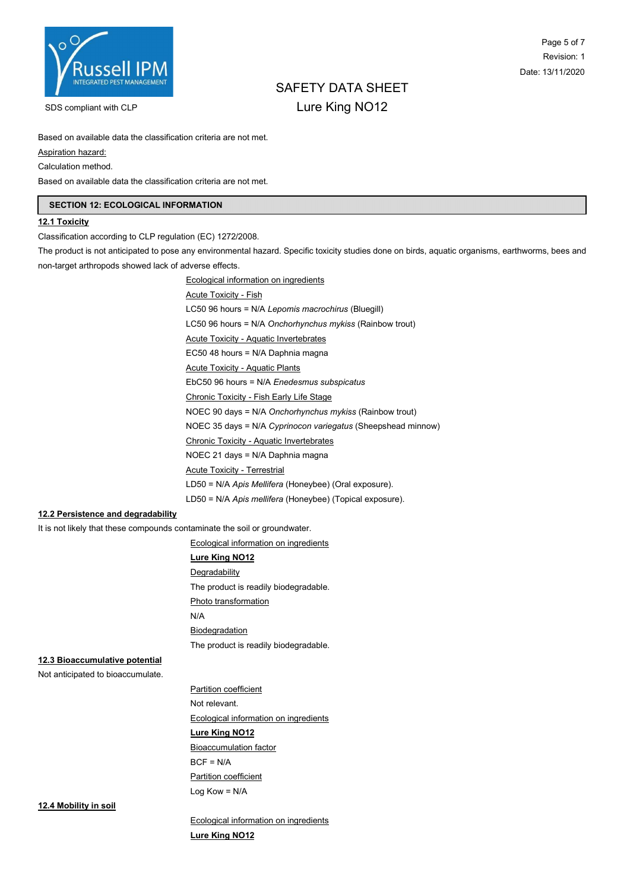Based on available data the classification criteria are not met.

Aspiration hazard:

Calculation method.

Based on available data the classification criteria are not met.

## SECTION 12: ECOLOGICAL INFORMATION

### 12.1 Toxicity

Classification according to CLP regulation (EC) 1272/2008.

The product is not anticipated to pose any environmental hazard. Specific toxicity studies done on birds, aquatic organisms, earthworms, bees and non-target arthropods showed lack of adverse effects.

Ecological information on ingredients

Acute Toxicity - Fish

LC50 96 hours = N/A *Lepomis macrochirus* (Bluegill)

LC50 96 hours = N/A *Onchorhynchus mykiss* (Rainbow trout)

Acute Toxicity - Aquatic Invertebrates

EC50 48 hours = N/A Daphnia magna

Acute Toxicity - Aquatic Plants

EbC50 96 hours = N/A *Enedesmus subspicatus*

Chronic Toxicity - Fish Early Life Stage

NOEC 90 days = N/A *Onchorhynchus mykiss* (Rainbow trout)

NOEC 35 days = N/A *Cyprinocon variegatus* (Sheepshead minnow)

Chronic Toxicity - Aquatic Invertebrates

NOEC 21 days = N/A Daphnia magna

Acute Toxicity - Terrestrial

LD50 = N/A *Apis Mellifera* (Honeybee) (Oral exposure).

LD50 = N/A *Apis mellifera* (Honeybee) (Topical exposure).

### 12.2 Persistence and degradability

It is not likely that these compounds contaminate the soil or groundwater.

Ecological information on ingredients

**Lure King NO12**

Degradability

The product is readily biodegradable.

Photo transformation

N/A

Biodegradation

The product is readily biodegradable.

### 12.3 Bioaccumulative potential

Not anticipated to bioaccumulate.

Partition coefficient

Not relevant.

Ecological information on ingredients

**Lure King NO12**

Bioaccumulation factor

BCF = N/A

Partition coefficient

Log Kow = N/A

### 12.4 Mobility in soil

Ecological information on ingredients

**Lure King NO12**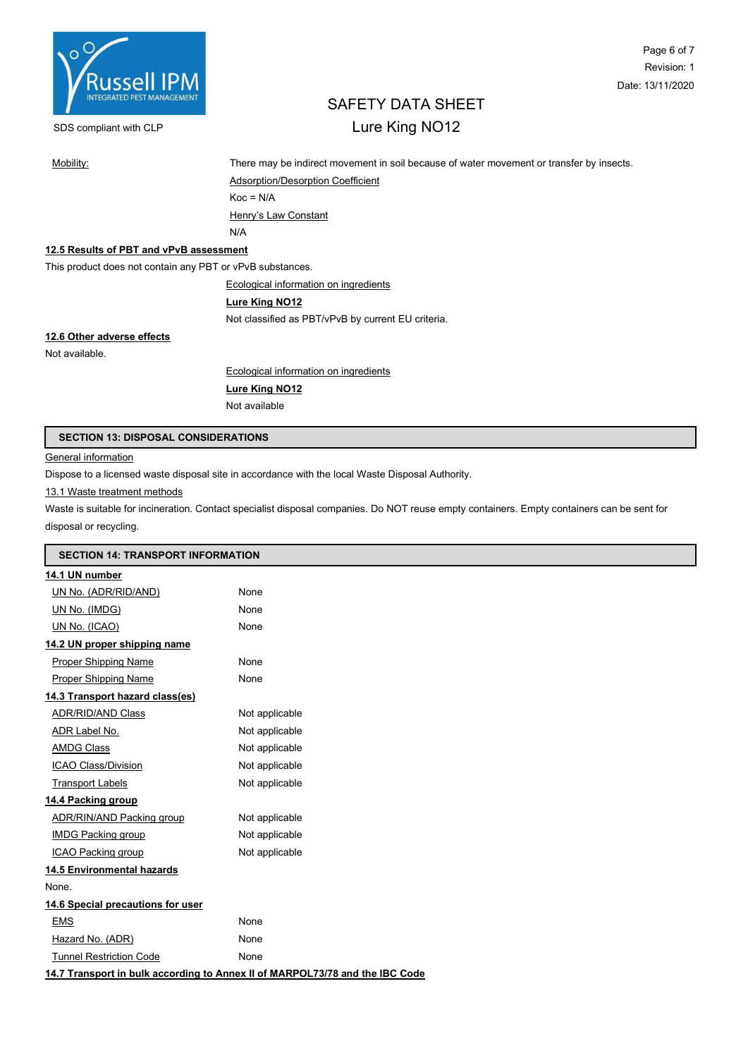| | |
|---|---|
| Mobility: | There may be indirect movement in soil because of water movement or transfer by insects. |
| | Adsorption/Desorption Coefficient |
| | Koc = N/A |
| | Henry's Law Constant |
| | N/A |

**12.5 Results of PBT and vPvB assessment**

This product does not contain any PBT or vPvB substances.

Ecological information on ingredients

**Lure King NO12**

Not classified as PBT/vPvB by current EU criteria.

**12.6 Other adverse effects**

Not available.

Ecological information on ingredients

**Lure King NO12**

Not available

## SECTION 13: DISPOSAL CONSIDERATIONS

General information

Dispose to a licensed waste disposal site in accordance with the local Waste Disposal Authority.

13.1 Waste treatment methods

Waste is suitable for incineration. Contact specialist disposal companies. Do NOT reuse empty containers. Empty containers can be sent for disposal or recycling.

## SECTION 14: TRANSPORT INFORMATION

**14.1 UN number**

| | |
|---|---|
| UN No. (ADR/RID/AND) | None |
| UN No. (IMDG) | None |
| UN No. (ICAO) | None |

**14.2 UN proper shipping name**

| | |
|---|---|
| Proper Shipping Name | None |
| Proper Shipping Name | None |

**14.3 Transport hazard class(es)**

| | |
|---|---|
| ADR/RID/AND Class | Not applicable |
| ADR Label No. | Not applicable |
| AMDG Class | Not applicable |
| ICAO Class/Division | Not applicable |
| Transport Labels | Not applicable |

**14.4 Packing group**

| | |
|---|---|
| ADR/RIN/AND Packing group | Not applicable |
| IMDG Packing group | Not applicable |
| ICAO Packing group | Not applicable |

**14.5 Environmental hazards**

None.

**14.6 Special precautions for user**

| | |
|---|---|
| EMS | None |
| Hazard No. (ADR) | None |
| Tunnel Restriction Code | None |

**14.7 Transport in bulk according to Annex II of MARPOL73/78 and the IBC Code**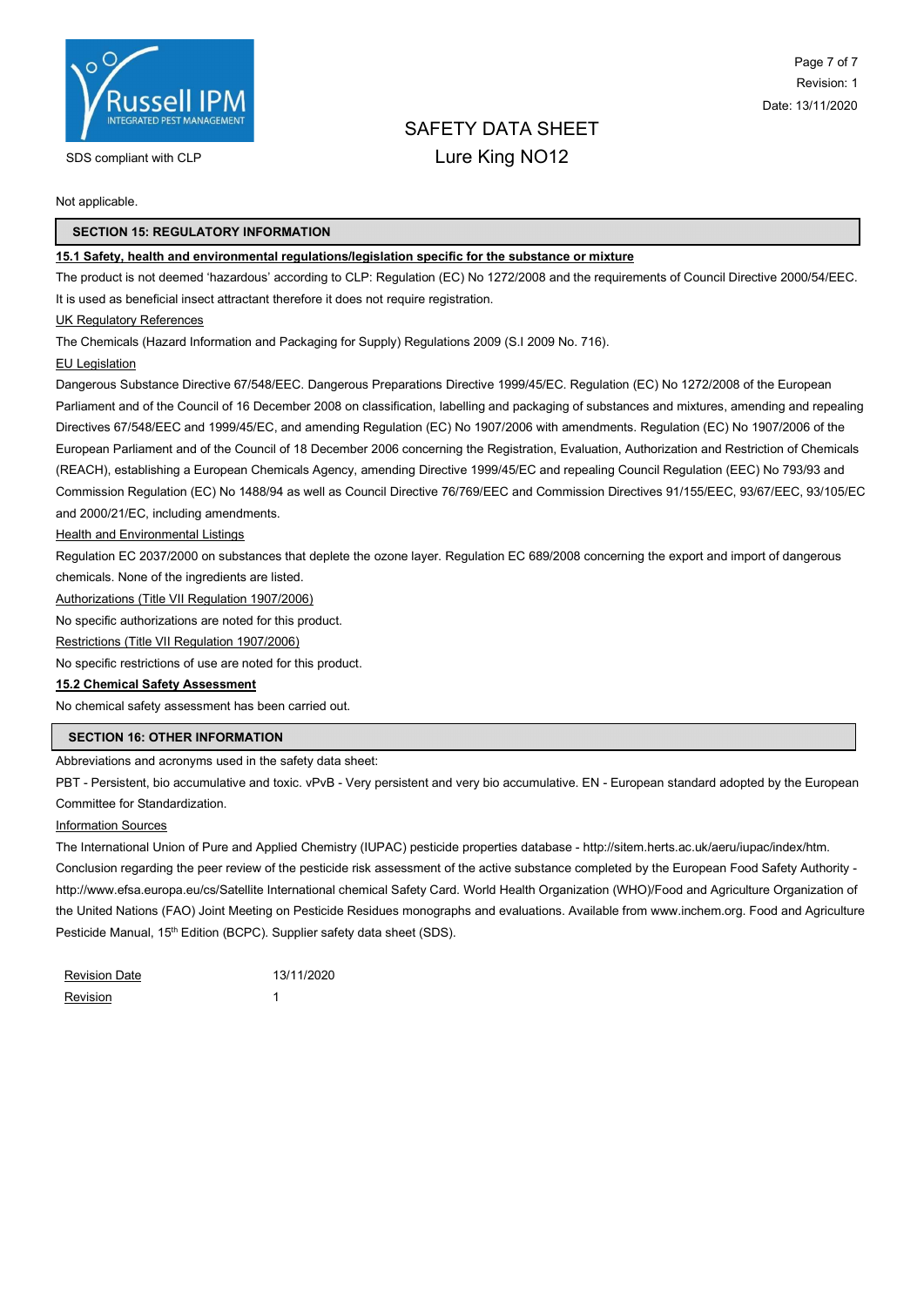Not applicable.

## SECTION 15: REGULATORY INFORMATION

**15.1 Safety, health and environmental regulations/legislation specific for the substance or mixture**

The product is not deemed 'hazardous' according to CLP: Regulation (EC) No 1272/2008 and the requirements of Council Directive 2000/54/EEC. It is used as beneficial insect attractant therefore it does not require registration.

UK Regulatory References

The Chemicals (Hazard Information and Packaging for Supply) Regulations 2009 (S.I 2009 No. 716).

EU Legislation

Dangerous Substance Directive 67/548/EEC. Dangerous Preparations Directive 1999/45/EC. Regulation (EC) No 1272/2008 of the European Parliament and of the Council of 16 December 2008 on classification, labelling and packaging of substances and mixtures, amending and repealing Directives 67/548/EEC and 1999/45/EC, and amending Regulation (EC) No 1907/2006 with amendments. Regulation (EC) No 1907/2006 of the European Parliament and of the Council of 18 December 2006 concerning the Registration, Evaluation, Authorization and Restriction of Chemicals (REACH), establishing a European Chemicals Agency, amending Directive 1999/45/EC and repealing Council Regulation (EEC) No 793/93 and Commission Regulation (EC) No 1488/94 as well as Council Directive 76/769/EEC and Commission Directives 91/155/EEC, 93/67/EEC, 93/105/EC and 2000/21/EC, including amendments.

Health and Environmental Listings

Regulation EC 2037/2000 on substances that deplete the ozone layer. Regulation EC 689/2008 concerning the export and import of dangerous chemicals. None of the ingredients are listed.

Authorizations (Title VII Regulation 1907/2006)

No specific authorizations are noted for this product.

Restrictions (Title VII Regulation 1907/2006)

No specific restrictions of use are noted for this product.

**15.2 Chemical Safety Assessment**

No chemical safety assessment has been carried out.

## SECTION 16: OTHER INFORMATION

Abbreviations and acronyms used in the safety data sheet:

PBT - Persistent, bio accumulative and toxic. vPvB - Very persistent and very bio accumulative. EN - European standard adopted by the European Committee for Standardization.

Information Sources

The International Union of Pure and Applied Chemistry (IUPAC) pesticide properties database - http://sitem.herts.ac.uk/aeru/iupac/index/htm. Conclusion regarding the peer review of the pesticide risk assessment of the active substance completed by the European Food Safety Authority - http://www.efsa.europa.eu/cs/Satellite International chemical Safety Card. World Health Organization (WHO)/Food and Agriculture Organization of the United Nations (FAO) Joint Meeting on Pesticide Residues monographs and evaluations. Available from www.inchem.org. Food and Agriculture Pesticide Manual, 15th Edition (BCPC). Supplier safety data sheet (SDS).

| | |
|---|---|
| Revision Date | 13/11/2020 |
| Revision | 1 |